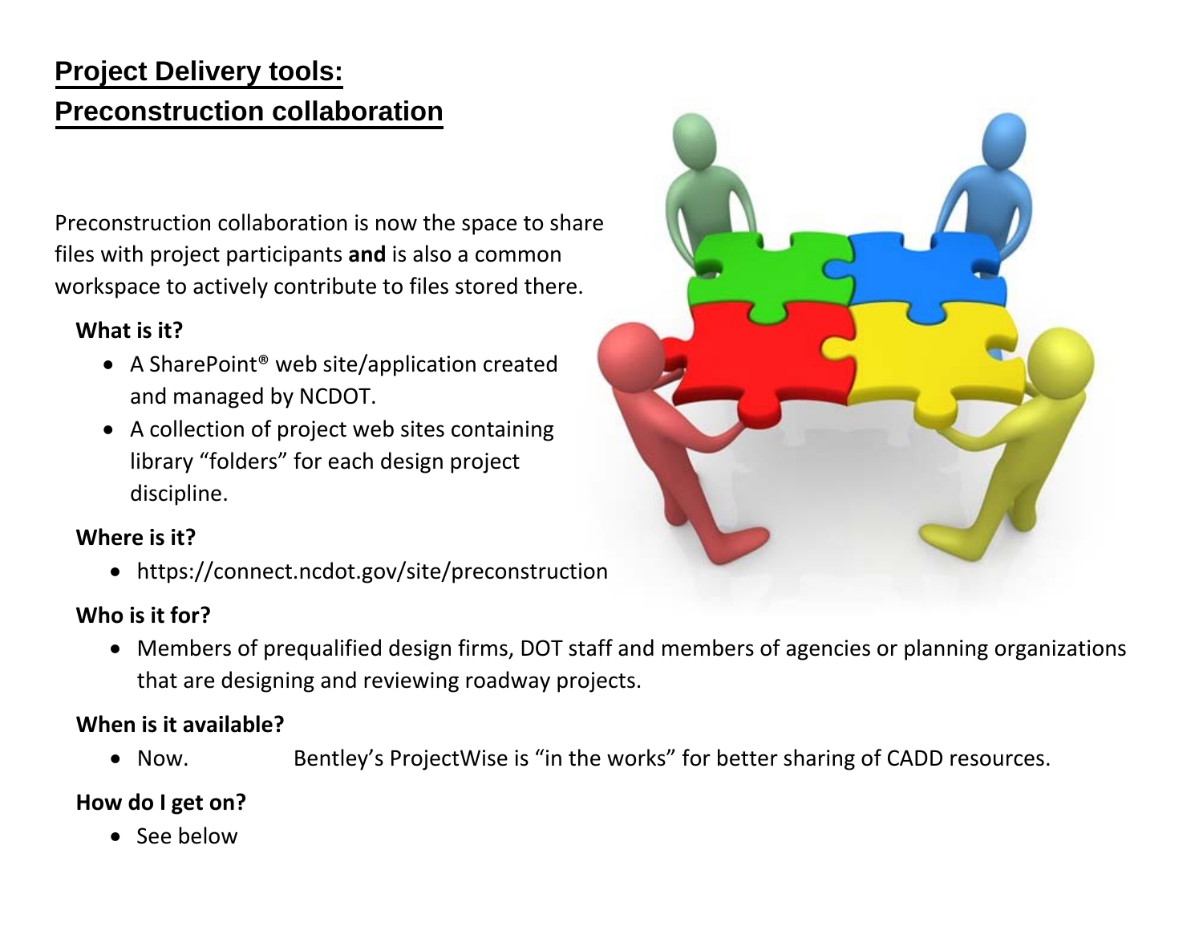# Project Delivery tools:
# Preconstruction collaboration

Preconstruction collaboration is now the space to share files with project participants **and** is also a common workspace to actively contribute to files stored there.

**What is it?**

- A SharePoint® web site/application created and managed by NCDOT.
- A collection of project web sites containing library "folders" for each design project discipline.

**Where is it?**

- https://connect.ncdot.gov/site/preconstruction

**Who is it for?**

- Members of prequalified design firms, DOT staff and members of agencies or planning organizations that are designing and reviewing roadway projects.

**When is it available?**

- Now. Bentley's ProjectWise is "in the works" for better sharing of CADD resources.

**How do I get on?**

- See below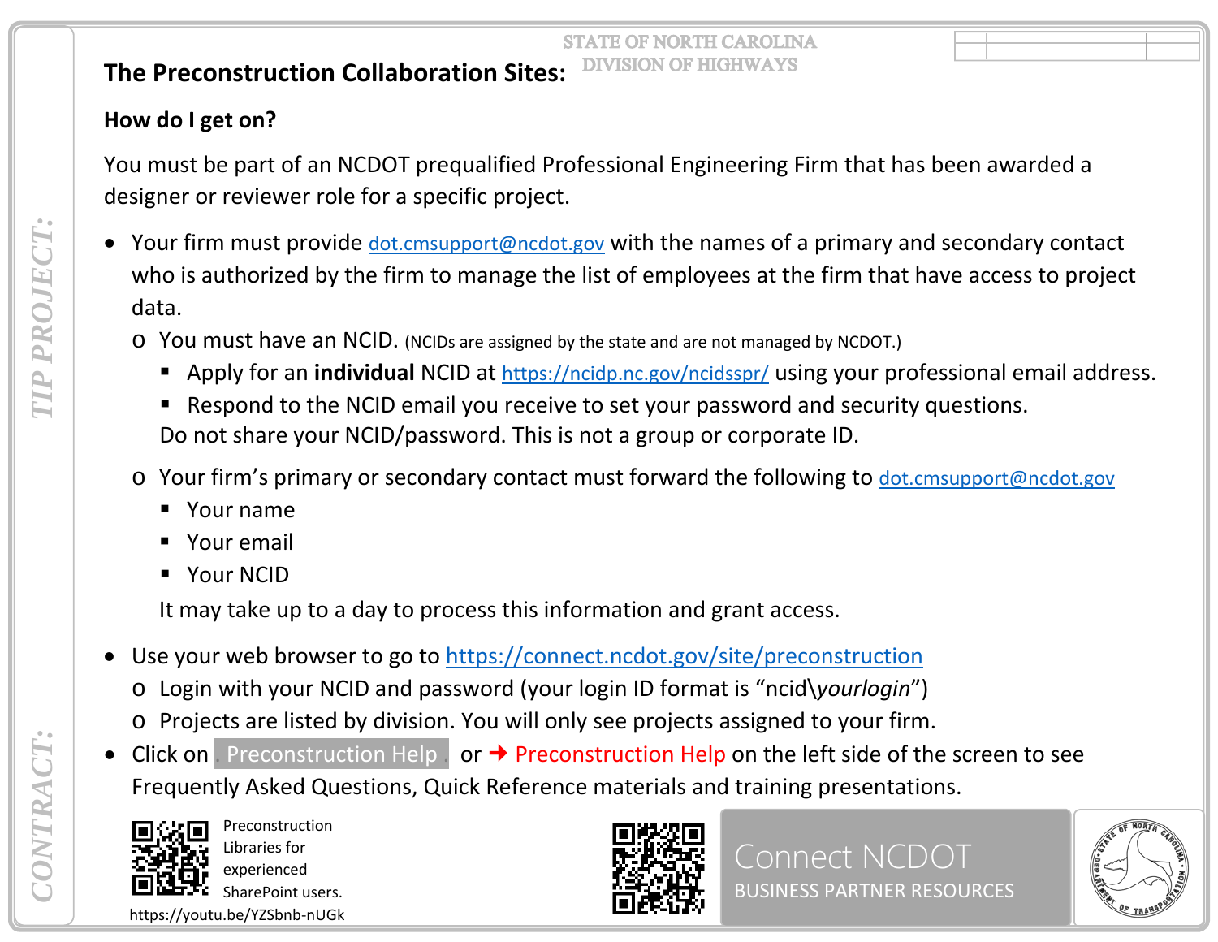## The Preconstruction Collaboration Sites:

### How do I get on?

You must be part of an NCDOT prequalified Professional Engineering Firm that has been awarded a designer or reviewer role for a specific project.

- Your firm must provide dot.cmsupport@ncdot.gov with the names of a primary and secondary contact who is authorized by the firm to manage the list of employees at the firm that have access to project data.
  - You must have an NCID. (NCIDs are assigned by the state and are not managed by NCDOT.)
    - Apply for an **individual** NCID at https://ncidp.nc.gov/ncidsspr/ using your professional email address.
    - Respond to the NCID email you receive to set your password and security questions.

    Do not share your NCID/password. This is not a group or corporate ID.
  - Your firm's primary or secondary contact must forward the following to dot.cmsupport@ncdot.gov
    - Your name
    - Your email
    - Your NCID

    It may take up to a day to process this information and grant access.
- Use your web browser to go to https://connect.ncdot.gov/site/preconstruction
  - Login with your NCID and password (your login ID format is "ncid\\*yourlogin*")
  - Projects are listed by division. You will only see projects assigned to your firm.
- Click on Preconstruction Help or ➔ Preconstruction Help on the left side of the screen to see Frequently Asked Questions, Quick Reference materials and training presentations.

Preconstruction Libraries for experienced SharePoint users.

https://youtu.be/YZSbnb-nUGk

Connect NCDOT
BUSINESS PARTNER RESOURCES